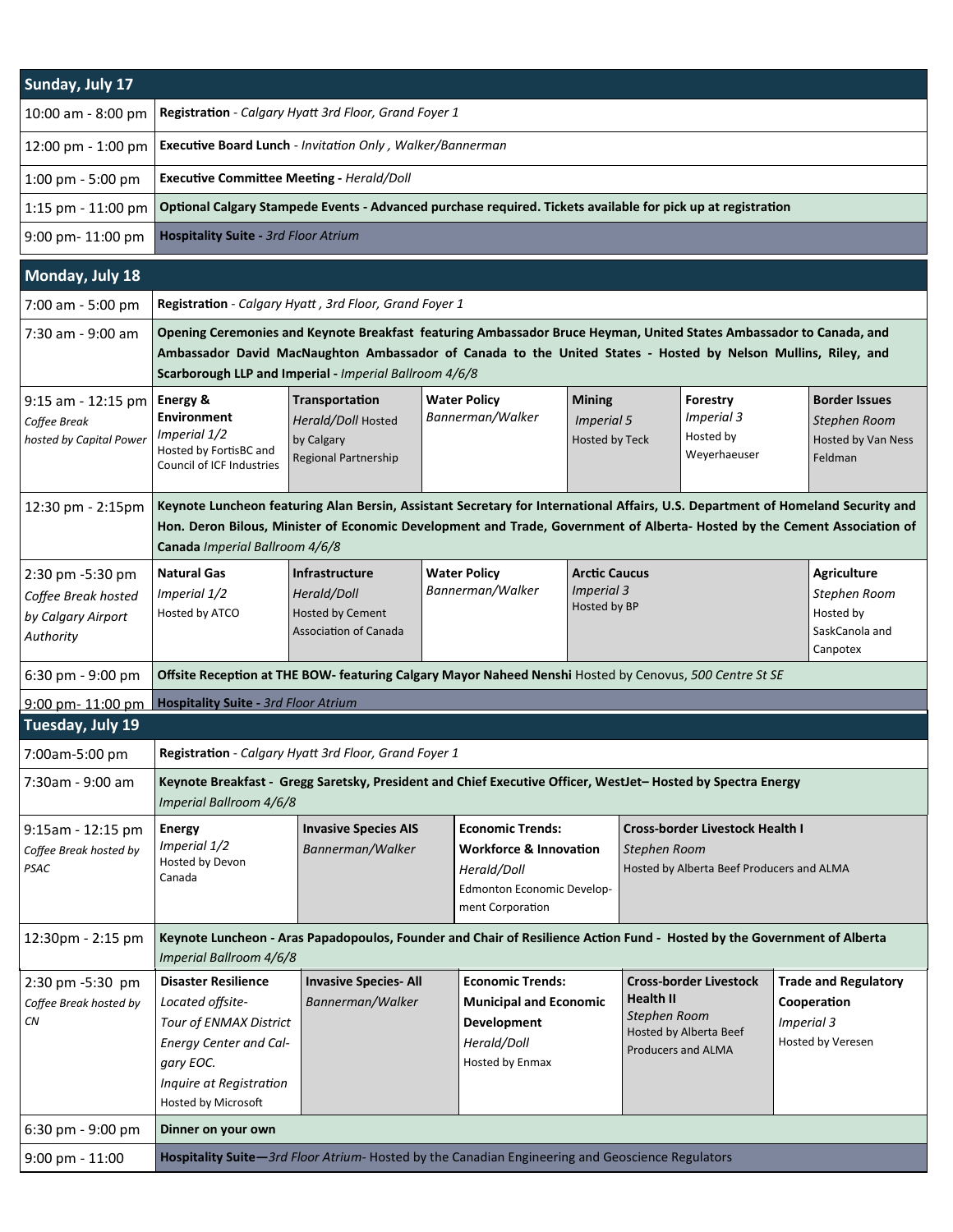## Sunday, July 17

| Time | Event |
|---|---|
| 10:00 am - 8:00 pm | **Registration** - *Calgary Hyatt 3rd Floor, Grand Foyer 1* |
| 12:00 pm - 1:00 pm | **Executive Board Lunch** - *Invitation Only , Walker/Bannerman* |
| 1:00 pm - 5:00 pm | **Executive Committee Meeting -** *Herald/Doll* |
| 1:15 pm - 11:00 pm | **Optional Calgary Stampede Events - Advanced purchase required. Tickets available for pick up at registration** |
| 9:00 pm- 11:00 pm | **Hospitality Suite -** *3rd Floor Atrium* |

## Monday, July 18

| Time | Event | | | | | |
|---|---|---|---|---|---|---|
| 7:00 am - 5:00 pm | **Registration** - *Calgary Hyatt , 3rd Floor, Grand Foyer 1* | | | | | |
| 7:30 am - 9:00 am | **Opening Ceremonies and Keynote Breakfast featuring Ambassador Bruce Heyman, United States Ambassador to Canada, and Ambassador David MacNaughton Ambassador of Canada to the United States - Hosted by Nelson Mullins, Riley, and Scarborough LLP and Imperial -** *Imperial Ballroom 4/6/8* | | | | | |
| 9:15 am - 12:15 pm *Coffee Break hosted by Capital Power* | **Energy & Environment** *Imperial 1/2* Hosted by FortisBC and Council of ICF Industries | **Transportation** *Herald/Doll* Hosted by Calgary Regional Partnership | **Water Policy** *Bannerman/Walker* | **Mining** *Imperial 5* Hosted by Teck | **Forestry** *Imperial 3* Hosted by Weyerhaeuser | **Border Issues** *Stephen Room* Hosted by Van Ness Feldman |
| 12:30 pm - 2:15pm | **Keynote Luncheon featuring Alan Bersin, Assistant Secretary for International Affairs, U.S. Department of Homeland Security and Hon. Deron Bilous, Minister of Economic Development and Trade, Government of Alberta- Hosted by the Cement Association of Canada** *Imperial Ballroom 4/6/8* | | | | | |
| 2:30 pm -5:30 pm *Coffee Break hosted by Calgary Airport Authority* | **Natural Gas** *Imperial 1/2* Hosted by ATCO | **Infrastructure** *Herald/Doll* Hosted by Cement Association of Canada | **Water Policy** *Bannerman/Walker* | **Arctic Caucus** *Imperial 3* Hosted by BP | | **Agriculture** *Stephen Room* Hosted by SaskCanola and Canpotex |
| 6:30 pm - 9:00 pm | **Offsite Reception at THE BOW- featuring Calgary Mayor Naheed Nenshi** Hosted by Cenovus, *500 Centre St SE* | | | | | |
| 9:00 pm- 11:00 pm | **Hospitality Suite -** *3rd Floor Atrium* | | | | | |

## Tuesday, July 19

| Time | Event | | | | |
|---|---|---|---|---|---|
| 7:00am-5:00 pm | **Registration** - *Calgary Hyatt 3rd Floor, Grand Foyer 1* | | | | |
| 7:30am - 9:00 am | **Keynote Breakfast - Gregg Saretsky, President and Chief Executive Officer, WestJet– Hosted by Spectra Energy** *Imperial Ballroom 4/6/8* | | | | |
| 9:15am - 12:15 pm *Coffee Break hosted by PSAC* | **Energy** *Imperial 1/2* Hosted by Devon Canada | **Invasive Species AIS** *Bannerman/Walker* | **Economic Trends: Workforce & Innovation** *Herald/Doll* Edmonton Economic Development Corporation | **Cross-border Livestock Health I** *Stephen Room* Hosted by Alberta Beef Producers and ALMA | |
| 12:30pm - 2:15 pm | **Keynote Luncheon - Aras Papadopoulos, Founder and Chair of Resilience Action Fund - Hosted by the Government of Alberta** *Imperial Ballroom 4/6/8* | | | | |
| 2:30 pm -5:30 pm *Coffee Break hosted by CN* | **Disaster Resilience** *Located offsite- Tour of ENMAX District Energy Center and Calgary EOC. Inquire at Registration* Hosted by Microsoft | **Invasive Species- All** *Bannerman/Walker* | **Economic Trends: Municipal and Economic Development** *Herald/Doll* Hosted by Enmax | **Cross-border Livestock Health II** *Stephen Room* Hosted by Alberta Beef Producers and ALMA | **Trade and Regulatory Cooperation** *Imperial 3* Hosted by Veresen |
| 6:30 pm - 9:00 pm | **Dinner on your own** | | | | |
| 9:00 pm - 11:00 | **Hospitality Suite—***3rd Floor Atrium*- Hosted by the Canadian Engineering and Geoscience Regulators | | | | |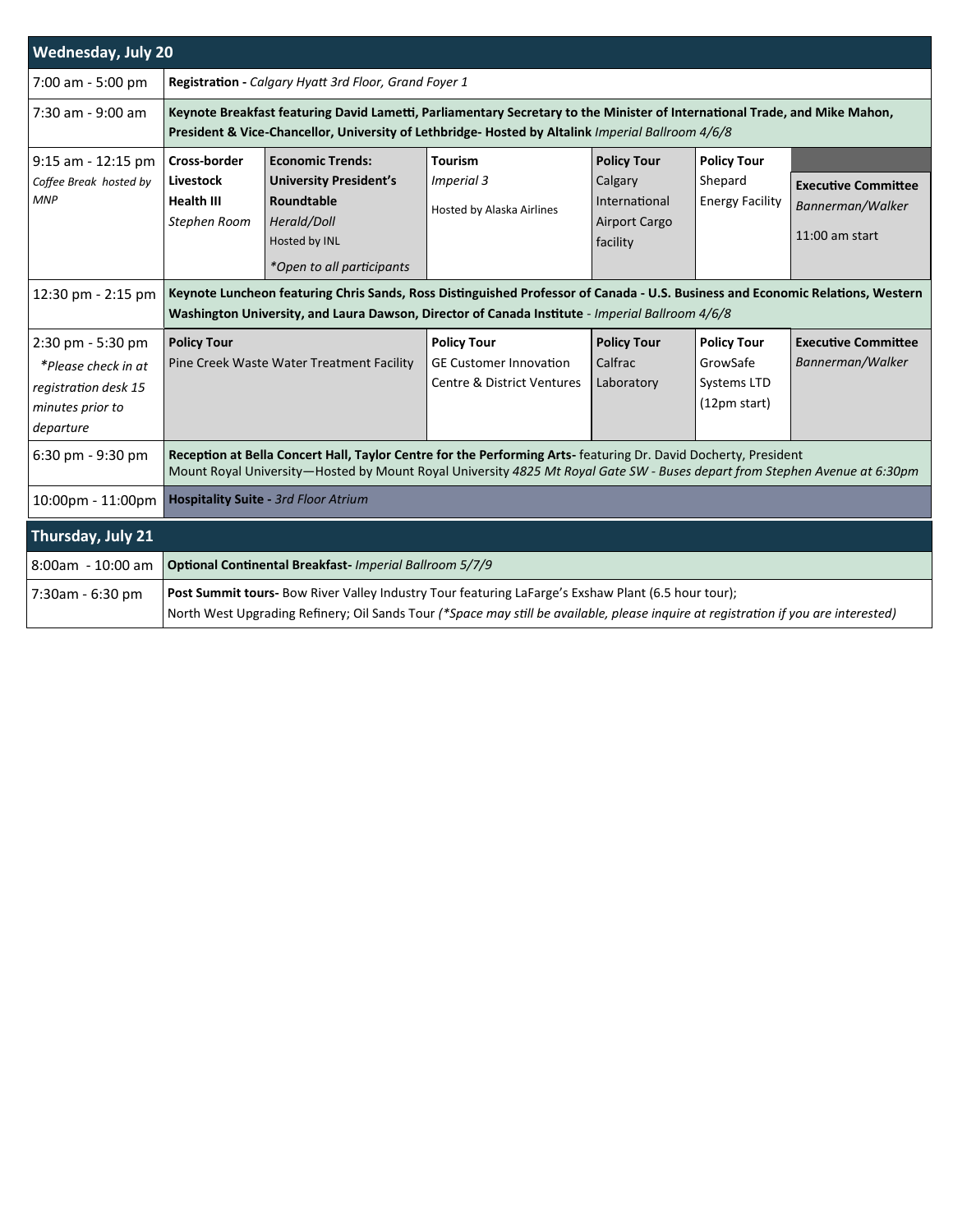| Wednesday, July 20 | | | | | | |
|---|---|---|---|---|---|---|
| 7:00 am - 5:00 pm | **Registration -** *Calgary Hyatt 3rd Floor, Grand Foyer 1* | | | | | |
| 7:30 am - 9:00 am | **Keynote Breakfast featuring David Lametti, Parliamentary Secretary to the Minister of International Trade, and Mike Mahon, President & Vice-Chancellor, University of Lethbridge- Hosted by Altalink** *Imperial Ballroom 4/6/8* | | | | | |
| 9:15 am - 12:15 pm *Coffee Break hosted by MNP* | **Cross-border Livestock Health III** *Stephen Room* | **Economic Trends: University President's Roundtable** *Herald/Doll* Hosted by INL *\*Open to all participants* | **Tourism** *Imperial 3* Hosted by Alaska Airlines | **Policy Tour** Calgary International Airport Cargo facility | **Policy Tour** Shepard Energy Facility | **Executive Committee** *Bannerman/Walker* 11:00 am start |
| 12:30 pm - 2:15 pm | **Keynote Luncheon featuring Chris Sands, Ross Distinguished Professor of Canada - U.S. Business and Economic Relations, Western Washington University, and Laura Dawson, Director of Canada Institute** *- Imperial Ballroom 4/6/8* | | | | | |
| 2:30 pm - 5:30 pm *\*Please check in at registration desk 15 minutes prior to departure* | **Policy Tour** Pine Creek Waste Water Treatment Facility | | **Policy Tour** GE Customer Innovation Centre & District Ventures | **Policy Tour** Calfrac Laboratory | **Policy Tour** GrowSafe Systems LTD (12pm start) | **Executive Committee** *Bannerman/Walker* |
| 6:30 pm - 9:30 pm | **Reception at Bella Concert Hall, Taylor Centre for the Performing Arts-** featuring Dr. David Docherty, President Mount Royal University—Hosted by Mount Royal University *4825 Mt Royal Gate SW - Buses depart from Stephen Avenue at 6:30pm* | | | | | |
| 10:00pm - 11:00pm | **Hospitality Suite -** *3rd Floor Atrium* | | | | | |

| Thursday, July 21 | |
|---|---|
| 8:00am - 10:00 am | **Optional Continental Breakfast-** *Imperial Ballroom 5/7/9* |
| 7:30am - 6:30 pm | **Post Summit tours-** Bow River Valley Industry Tour featuring LaFarge's Exshaw Plant (6.5 hour tour); North West Upgrading Refinery; Oil Sands Tour *(\*Space may still be available, please inquire at registration if you are interested)* |